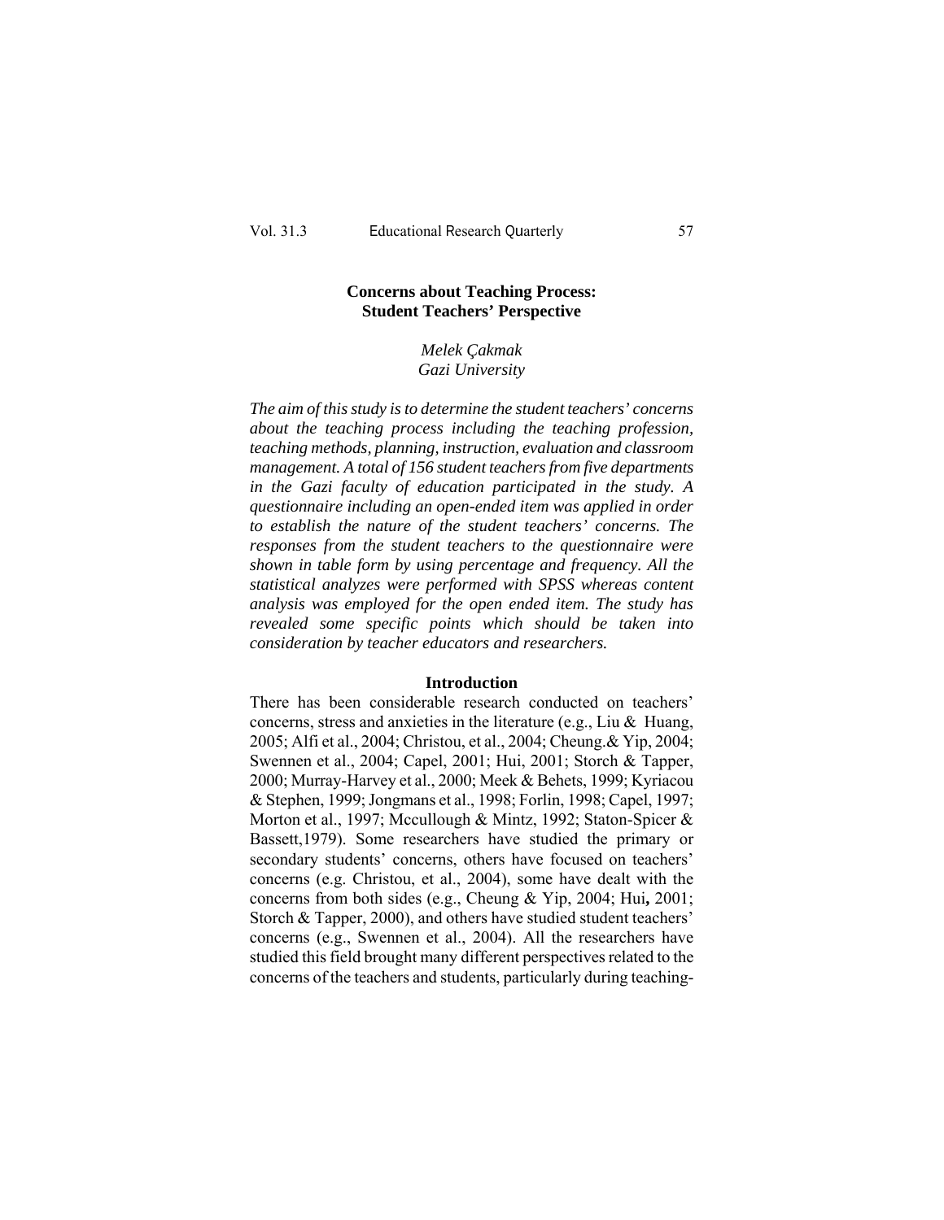# Concerns about Teaching Process: Student Teachers' Perspective

*Melek Çakmak*
*Gazi University*

*The aim of this study is to determine the student teachers' concerns about the teaching process including the teaching profession, teaching methods, planning, instruction, evaluation and classroom management. A total of 156 student teachers from five departments in the Gazi faculty of education participated in the study. A questionnaire including an open-ended item was applied in order to establish the nature of the student teachers' concerns. The responses from the student teachers to the questionnaire were shown in table form by using percentage and frequency. All the statistical analyzes were performed with SPSS whereas content analysis was employed for the open ended item. The study has revealed some specific points which should be taken into consideration by teacher educators and researchers.*

## Introduction

There has been considerable research conducted on teachers' concerns, stress and anxieties in the literature (e.g., Liu & Huang, 2005; Alfi et al., 2004; Christou, et al., 2004; Cheung.& Yip, 2004; Swennen et al., 2004; Capel, 2001; Hui, 2001; Storch & Tapper, 2000; Murray-Harvey et al., 2000; Meek & Behets, 1999; Kyriacou & Stephen, 1999; Jongmans et al., 1998; Forlin, 1998; Capel, 1997; Morton et al., 1997; Mccullough & Mintz, 1992; Staton-Spicer & Bassett,1979). Some researchers have studied the primary or secondary students' concerns, others have focused on teachers' concerns (e.g. Christou, et al., 2004), some have dealt with the concerns from both sides (e.g., Cheung & Yip, 2004; Hui**,** 2001; Storch & Tapper, 2000), and others have studied student teachers' concerns (e.g., Swennen et al., 2004). All the researchers have studied this field brought many different perspectives related to the concerns of the teachers and students, particularly during teaching-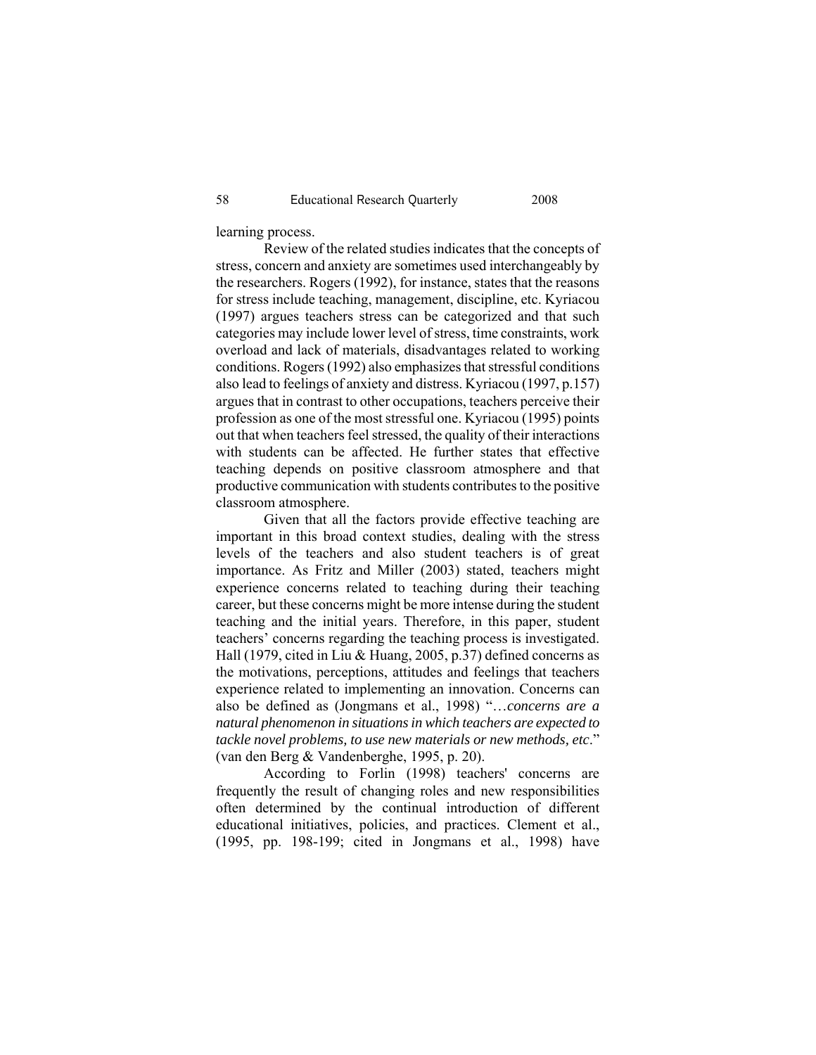learning process.

Review of the related studies indicates that the concepts of stress, concern and anxiety are sometimes used interchangeably by the researchers. Rogers (1992), for instance, states that the reasons for stress include teaching, management, discipline, etc. Kyriacou (1997) argues teachers stress can be categorized and that such categories may include lower level of stress, time constraints, work overload and lack of materials, disadvantages related to working conditions. Rogers (1992) also emphasizes that stressful conditions also lead to feelings of anxiety and distress. Kyriacou (1997, p.157) argues that in contrast to other occupations, teachers perceive their profession as one of the most stressful one. Kyriacou (1995) points out that when teachers feel stressed, the quality of their interactions with students can be affected. He further states that effective teaching depends on positive classroom atmosphere and that productive communication with students contributes to the positive classroom atmosphere.

Given that all the factors provide effective teaching are important in this broad context studies, dealing with the stress levels of the teachers and also student teachers is of great importance. As Fritz and Miller (2003) stated, teachers might experience concerns related to teaching during their teaching career, but these concerns might be more intense during the student teaching and the initial years. Therefore, in this paper, student teachers' concerns regarding the teaching process is investigated. Hall (1979, cited in Liu & Huang, 2005, p.37) defined concerns as the motivations, perceptions, attitudes and feelings that teachers experience related to implementing an innovation. Concerns can also be defined as (Jongmans et al., 1998) "*…concerns are a natural phenomenon in situations in which teachers are expected to tackle novel problems, to use new materials or new methods, etc*." (van den Berg & Vandenberghe, 1995, p. 20).

According to Forlin (1998) teachers' concerns are frequently the result of changing roles and new responsibilities often determined by the continual introduction of different educational initiatives, policies, and practices. Clement et al., (1995, pp. 198-199; cited in Jongmans et al., 1998) have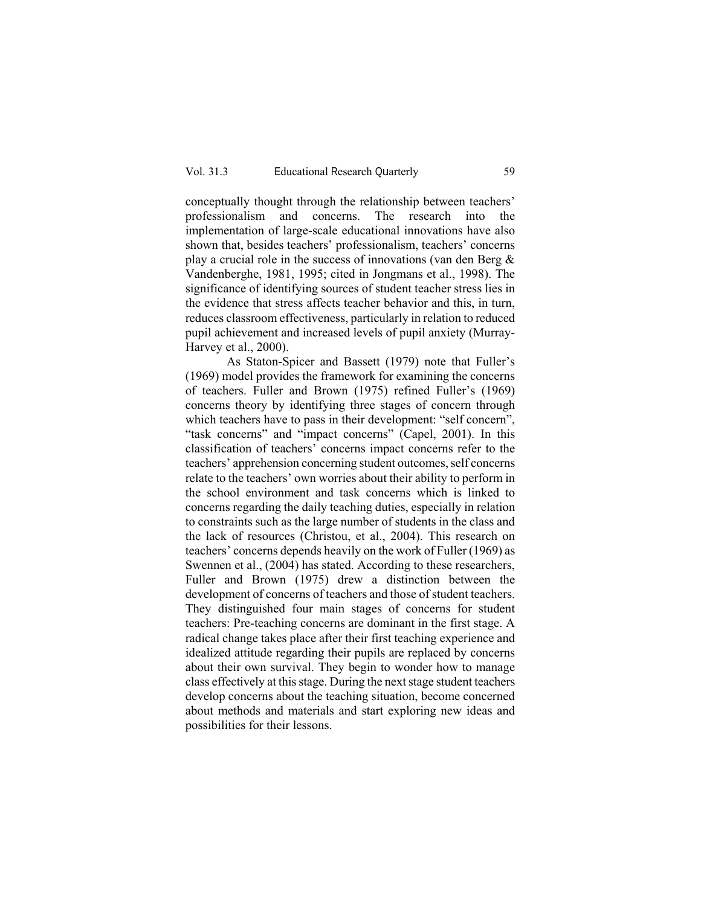conceptually thought through the relationship between teachers' professionalism and concerns. The research into the implementation of large-scale educational innovations have also shown that, besides teachers' professionalism, teachers' concerns play a crucial role in the success of innovations (van den Berg & Vandenberghe, 1981, 1995; cited in Jongmans et al., 1998). The significance of identifying sources of student teacher stress lies in the evidence that stress affects teacher behavior and this, in turn, reduces classroom effectiveness, particularly in relation to reduced pupil achievement and increased levels of pupil anxiety (Murray-Harvey et al., 2000).

As Staton-Spicer and Bassett (1979) note that Fuller's (1969) model provides the framework for examining the concerns of teachers. Fuller and Brown (1975) refined Fuller's (1969) concerns theory by identifying three stages of concern through which teachers have to pass in their development: "self concern", "task concerns" and "impact concerns" (Capel, 2001). In this classification of teachers' concerns impact concerns refer to the teachers' apprehension concerning student outcomes, self concerns relate to the teachers' own worries about their ability to perform in the school environment and task concerns which is linked to concerns regarding the daily teaching duties, especially in relation to constraints such as the large number of students in the class and the lack of resources (Christou, et al., 2004). This research on teachers' concerns depends heavily on the work of Fuller (1969) as Swennen et al., (2004) has stated. According to these researchers, Fuller and Brown (1975) drew a distinction between the development of concerns of teachers and those of student teachers. They distinguished four main stages of concerns for student teachers: Pre-teaching concerns are dominant in the first stage. A radical change takes place after their first teaching experience and idealized attitude regarding their pupils are replaced by concerns about their own survival. They begin to wonder how to manage class effectively at this stage. During the next stage student teachers develop concerns about the teaching situation, become concerned about methods and materials and start exploring new ideas and possibilities for their lessons.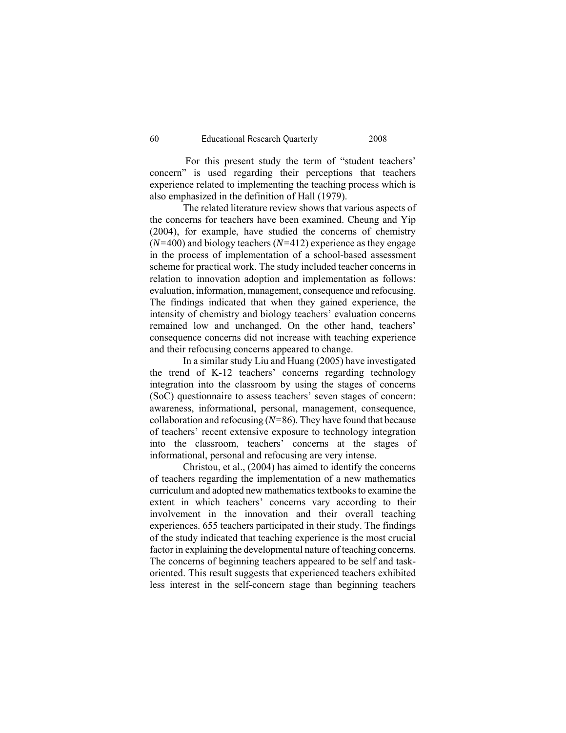For this present study the term of "student teachers' concern" is used regarding their perceptions that teachers experience related to implementing the teaching process which is also emphasized in the definition of Hall (1979).

The related literature review shows that various aspects of the concerns for teachers have been examined. Cheung and Yip (2004), for example, have studied the concerns of chemistry ($N$=400) and biology teachers ($N$=412) experience as they engage in the process of implementation of a school-based assessment scheme for practical work. The study included teacher concerns in relation to innovation adoption and implementation as follows: evaluation, information, management, consequence and refocusing. The findings indicated that when they gained experience, the intensity of chemistry and biology teachers' evaluation concerns remained low and unchanged. On the other hand, teachers' consequence concerns did not increase with teaching experience and their refocusing concerns appeared to change.

In a similar study Liu and Huang (2005) have investigated the trend of K-12 teachers' concerns regarding technology integration into the classroom by using the stages of concerns (SoC) questionnaire to assess teachers' seven stages of concern: awareness, informational, personal, management, consequence, collaboration and refocusing ($N$=86). They have found that because of teachers' recent extensive exposure to technology integration into the classroom, teachers' concerns at the stages of informational, personal and refocusing are very intense.

Christou, et al., (2004) has aimed to identify the concerns of teachers regarding the implementation of a new mathematics curriculum and adopted new mathematics textbooks to examine the extent in which teachers' concerns vary according to their involvement in the innovation and their overall teaching experiences. 655 teachers participated in their study. The findings of the study indicated that teaching experience is the most crucial factor in explaining the developmental nature of teaching concerns. The concerns of beginning teachers appeared to be self and task-oriented. This result suggests that experienced teachers exhibited less interest in the self-concern stage than beginning teachers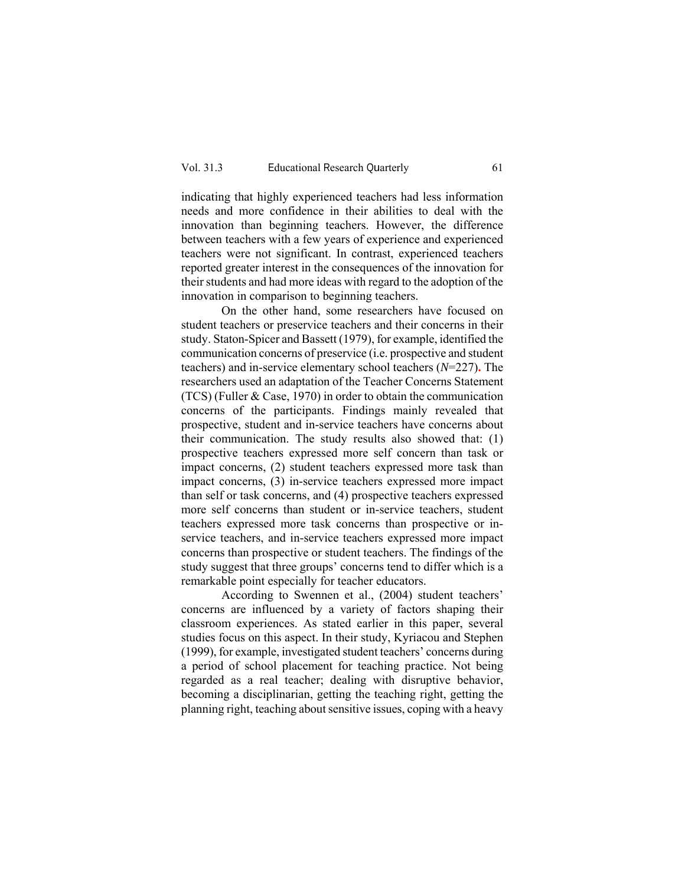indicating that highly experienced teachers had less information needs and more confidence in their abilities to deal with the innovation than beginning teachers. However, the difference between teachers with a few years of experience and experienced teachers were not significant. In contrast, experienced teachers reported greater interest in the consequences of the innovation for their students and had more ideas with regard to the adoption of the innovation in comparison to beginning teachers.

On the other hand, some researchers have focused on student teachers or preservice teachers and their concerns in their study. Staton-Spicer and Bassett (1979), for example, identified the communication concerns of preservice (i.e. prospective and student teachers) and in-service elementary school teachers (*N*=227). The researchers used an adaptation of the Teacher Concerns Statement (TCS) (Fuller & Case, 1970) in order to obtain the communication concerns of the participants. Findings mainly revealed that prospective, student and in-service teachers have concerns about their communication. The study results also showed that: (1) prospective teachers expressed more self concern than task or impact concerns, (2) student teachers expressed more task than impact concerns, (3) in-service teachers expressed more impact than self or task concerns, and (4) prospective teachers expressed more self concerns than student or in-service teachers, student teachers expressed more task concerns than prospective or in-service teachers, and in-service teachers expressed more impact concerns than prospective or student teachers. The findings of the study suggest that three groups' concerns tend to differ which is a remarkable point especially for teacher educators.

According to Swennen et al., (2004) student teachers' concerns are influenced by a variety of factors shaping their classroom experiences. As stated earlier in this paper, several studies focus on this aspect. In their study, Kyriacou and Stephen (1999), for example, investigated student teachers' concerns during a period of school placement for teaching practice. Not being regarded as a real teacher; dealing with disruptive behavior, becoming a disciplinarian, getting the teaching right, getting the planning right, teaching about sensitive issues, coping with a heavy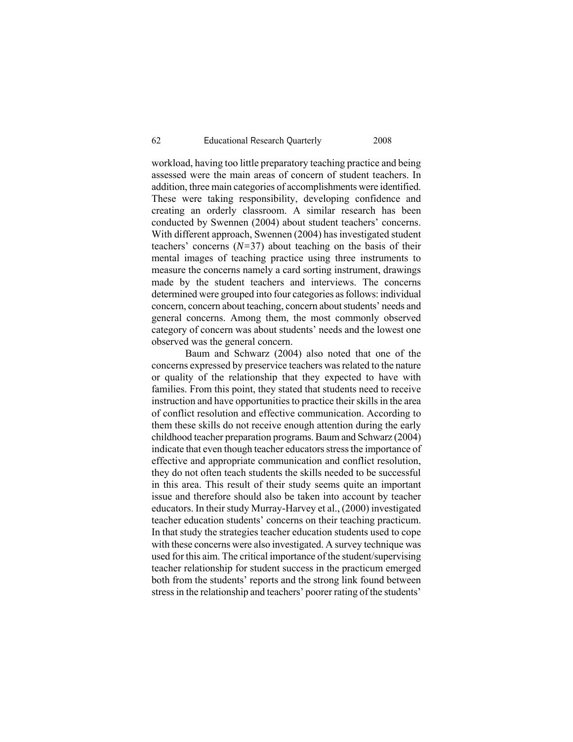workload, having too little preparatory teaching practice and being assessed were the main areas of concern of student teachers. In addition, three main categories of accomplishments were identified. These were taking responsibility, developing confidence and creating an orderly classroom. A similar research has been conducted by Swennen (2004) about student teachers' concerns. With different approach, Swennen (2004) has investigated student teachers' concerns ($N$=37) about teaching on the basis of their mental images of teaching practice using three instruments to measure the concerns namely a card sorting instrument, drawings made by the student teachers and interviews. The concerns determined were grouped into four categories as follows: individual concern, concern about teaching, concern about students' needs and general concerns. Among them, the most commonly observed category of concern was about students' needs and the lowest one observed was the general concern.

Baum and Schwarz (2004) also noted that one of the concerns expressed by preservice teachers was related to the nature or quality of the relationship that they expected to have with families. From this point, they stated that students need to receive instruction and have opportunities to practice their skills in the area of conflict resolution and effective communication. According to them these skills do not receive enough attention during the early childhood teacher preparation programs. Baum and Schwarz (2004) indicate that even though teacher educators stress the importance of effective and appropriate communication and conflict resolution, they do not often teach students the skills needed to be successful in this area. This result of their study seems quite an important issue and therefore should also be taken into account by teacher educators. In their study Murray-Harvey et al., (2000) investigated teacher education students' concerns on their teaching practicum. In that study the strategies teacher education students used to cope with these concerns were also investigated. A survey technique was used for this aim. The critical importance of the student/supervising teacher relationship for student success in the practicum emerged both from the students' reports and the strong link found between stress in the relationship and teachers' poorer rating of the students'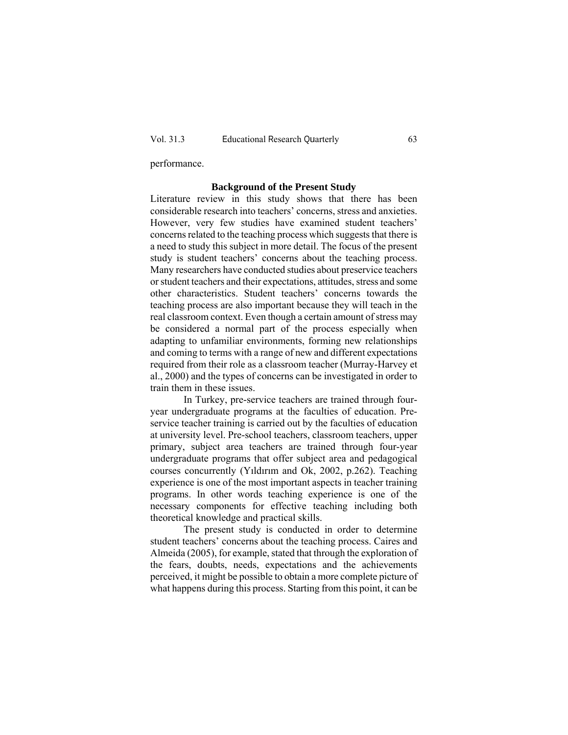performance.

## Background of the Present Study

Literature review in this study shows that there has been considerable research into teachers' concerns, stress and anxieties. However, very few studies have examined student teachers' concerns related to the teaching process which suggests that there is a need to study this subject in more detail. The focus of the present study is student teachers' concerns about the teaching process. Many researchers have conducted studies about preservice teachers or student teachers and their expectations, attitudes, stress and some other characteristics. Student teachers' concerns towards the teaching process are also important because they will teach in the real classroom context. Even though a certain amount of stress may be considered a normal part of the process especially when adapting to unfamiliar environments, forming new relationships and coming to terms with a range of new and different expectations required from their role as a classroom teacher (Murray-Harvey et al., 2000) and the types of concerns can be investigated in order to train them in these issues.

In Turkey, pre-service teachers are trained through four-year undergraduate programs at the faculties of education. Pre-service teacher training is carried out by the faculties of education at university level. Pre-school teachers, classroom teachers, upper primary, subject area teachers are trained through four-year undergraduate programs that offer subject area and pedagogical courses concurrently (Yıldırım and Ok, 2002, p.262). Teaching experience is one of the most important aspects in teacher training programs. In other words teaching experience is one of the necessary components for effective teaching including both theoretical knowledge and practical skills.

The present study is conducted in order to determine student teachers' concerns about the teaching process. Caires and Almeida (2005), for example, stated that through the exploration of the fears, doubts, needs, expectations and the achievements perceived, it might be possible to obtain a more complete picture of what happens during this process. Starting from this point, it can be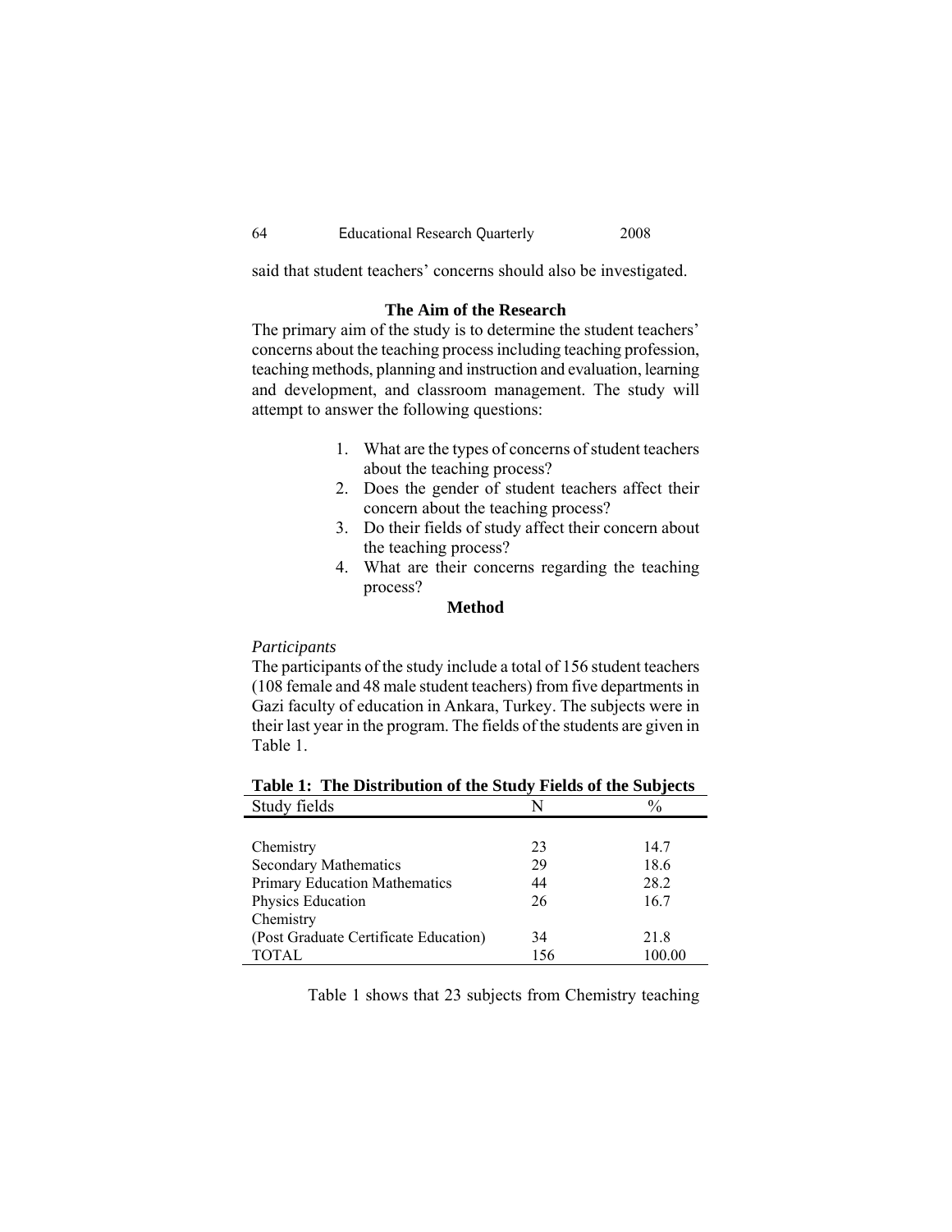said that student teachers' concerns should also be investigated.

## The Aim of the Research

The primary aim of the study is to determine the student teachers' concerns about the teaching process including teaching profession, teaching methods, planning and instruction and evaluation, learning and development, and classroom management. The study will attempt to answer the following questions:

1. What are the types of concerns of student teachers about the teaching process?
2. Does the gender of student teachers affect their concern about the teaching process?
3. Do their fields of study affect their concern about the teaching process?
4. What are their concerns regarding the teaching process?

## Method

*Participants*

The participants of the study include a total of 156 student teachers (108 female and 48 male student teachers) from five departments in Gazi faculty of education in Ankara, Turkey. The subjects were in their last year in the program. The fields of the students are given in Table 1.

**Table 1: The Distribution of the Study Fields of the Subjects**

| Study fields | N | % |
|---|---|---|
| Chemistry | 23 | 14.7 |
| Secondary Mathematics | 29 | 18.6 |
| Primary Education Mathematics | 44 | 28.2 |
| Physics Education | 26 | 16.7 |
| Chemistry (Post Graduate Certificate Education) | 34 | 21.8 |
| TOTAL | 156 | 100.00 |

Table 1 shows that 23 subjects from Chemistry teaching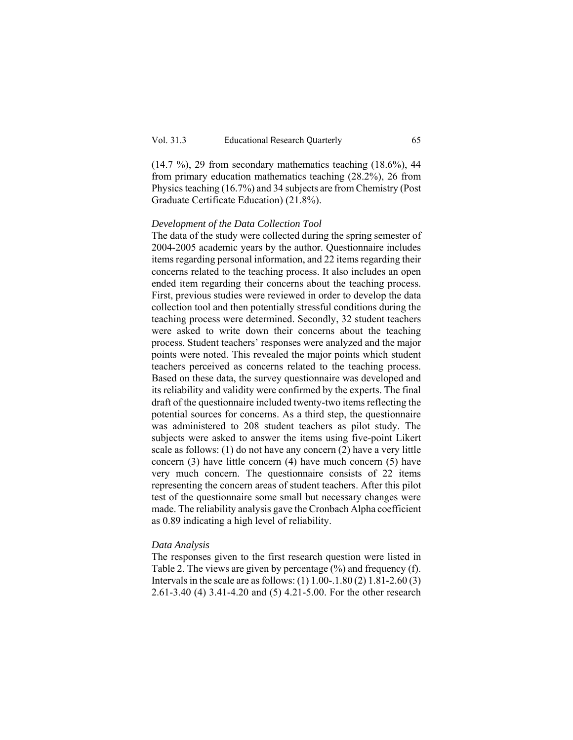(14.7 %), 29 from secondary mathematics teaching (18.6%), 44 from primary education mathematics teaching (28.2%), 26 from Physics teaching (16.7%) and 34 subjects are from Chemistry (Post Graduate Certificate Education) (21.8%).

*Development of the Data Collection Tool*

The data of the study were collected during the spring semester of 2004-2005 academic years by the author. Questionnaire includes items regarding personal information, and 22 items regarding their concerns related to the teaching process. It also includes an open ended item regarding their concerns about the teaching process. First, previous studies were reviewed in order to develop the data collection tool and then potentially stressful conditions during the teaching process were determined. Secondly, 32 student teachers were asked to write down their concerns about the teaching process. Student teachers' responses were analyzed and the major points were noted. This revealed the major points which student teachers perceived as concerns related to the teaching process. Based on these data, the survey questionnaire was developed and its reliability and validity were confirmed by the experts. The final draft of the questionnaire included twenty-two items reflecting the potential sources for concerns. As a third step, the questionnaire was administered to 208 student teachers as pilot study. The subjects were asked to answer the items using five-point Likert scale as follows: (1) do not have any concern (2) have a very little concern (3) have little concern (4) have much concern (5) have very much concern. The questionnaire consists of 22 items representing the concern areas of student teachers. After this pilot test of the questionnaire some small but necessary changes were made. The reliability analysis gave the Cronbach Alpha coefficient as 0.89 indicating a high level of reliability.

*Data Analysis*

The responses given to the first research question were listed in Table 2. The views are given by percentage (%) and frequency (f). Intervals in the scale are as follows: (1) 1.00-.1.80 (2) 1.81-2.60 (3) 2.61-3.40 (4) 3.41-4.20 and (5) 4.21-5.00. For the other research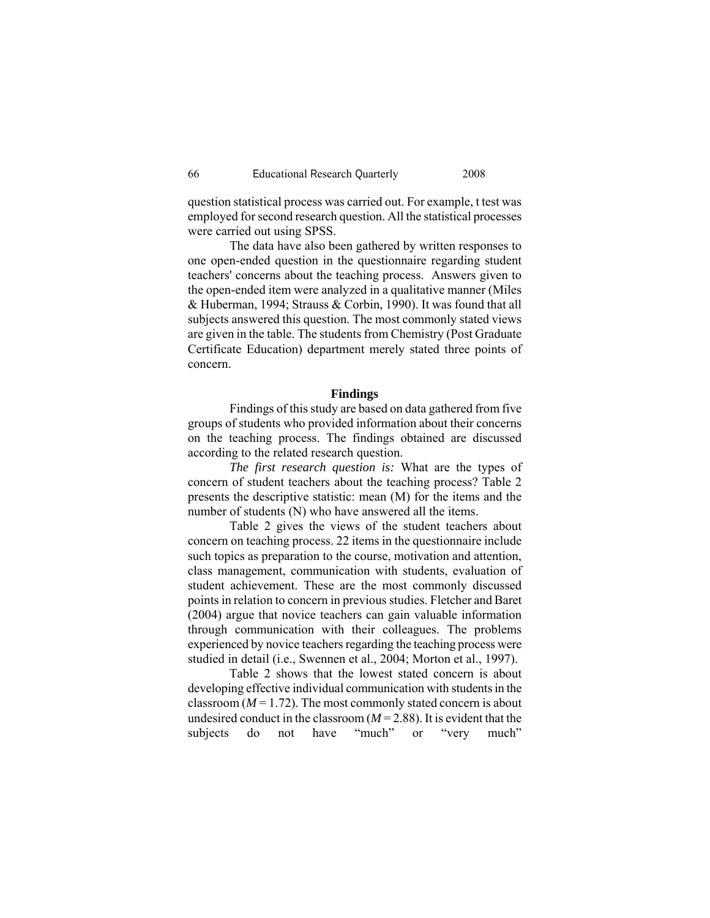question statistical process was carried out. For example, t test was employed for second research question. All the statistical processes were carried out using SPSS.

The data have also been gathered by written responses to one open-ended question in the questionnaire regarding student teachers' concerns about the teaching process. Answers given to the open-ended item were analyzed in a qualitative manner (Miles & Huberman, 1994; Strauss & Corbin, 1990). It was found that all subjects answered this question. The most commonly stated views are given in the table. The students from Chemistry (Post Graduate Certificate Education) department merely stated three points of concern.

## Findings

Findings of this study are based on data gathered from five groups of students who provided information about their concerns on the teaching process. The findings obtained are discussed according to the related research question.

*The first research question is:* What are the types of concern of student teachers about the teaching process? Table 2 presents the descriptive statistic: mean (M) for the items and the number of students (N) who have answered all the items.

Table 2 gives the views of the student teachers about concern on teaching process. 22 items in the questionnaire include such topics as preparation to the course, motivation and attention, class management, communication with students, evaluation of student achievement. These are the most commonly discussed points in relation to concern in previous studies. Fletcher and Baret (2004) argue that novice teachers can gain valuable information through communication with their colleagues. The problems experienced by novice teachers regarding the teaching process were studied in detail (i.e., Swennen et al., 2004; Morton et al., 1997).

Table 2 shows that the lowest stated concern is about developing effective individual communication with students in the classroom ($M = 1.72$). The most commonly stated concern is about undesired conduct in the classroom ($M = 2.88$). It is evident that the subjects do not have "much" or "very much"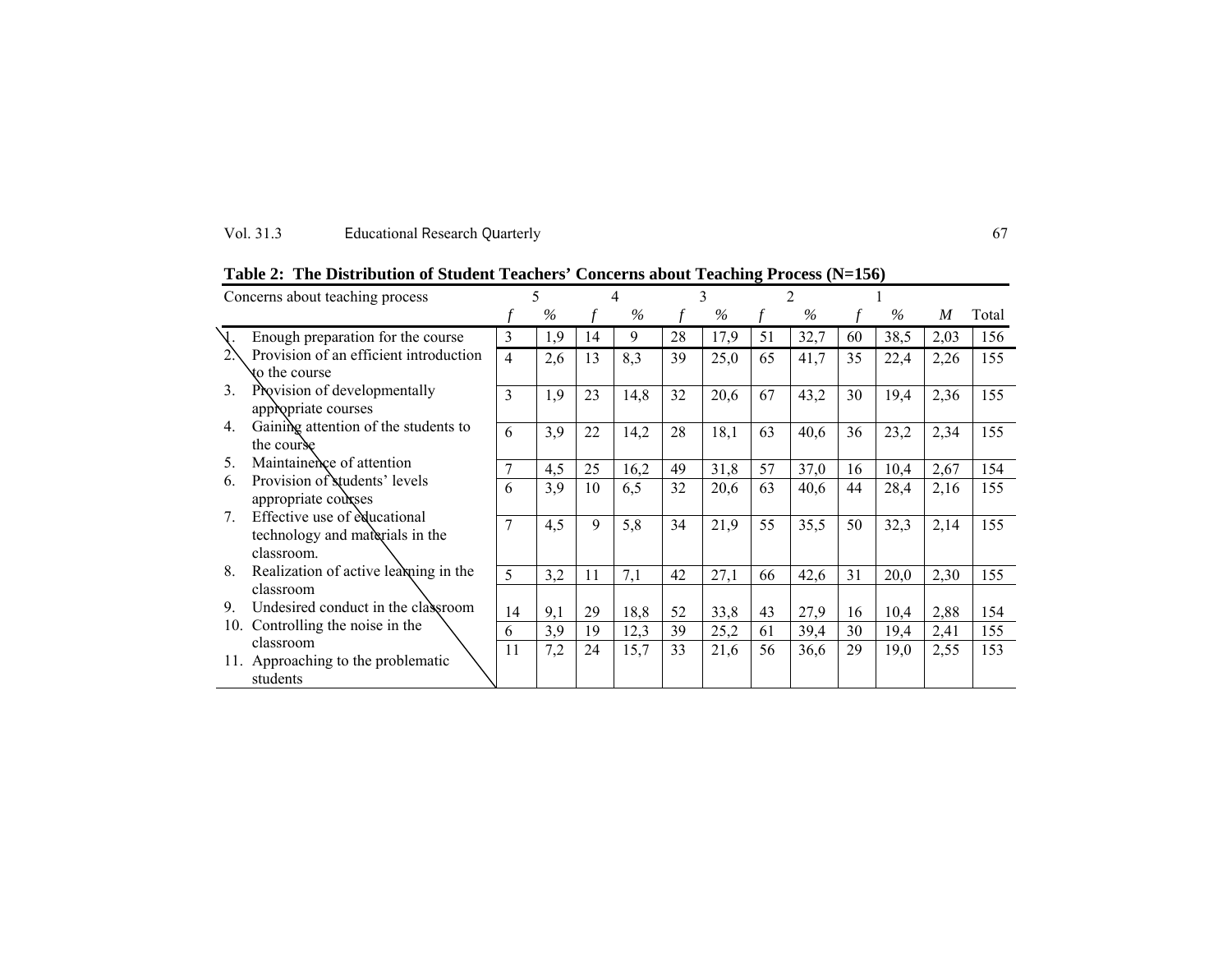**Table 2: The Distribution of Student Teachers' Concerns about Teaching Process (N=156)**

| Concerns about teaching process | 5 | | 4 | | 3 | | 2 | | 1 | | | |
|---|---|---|---|---|---|---|---|---|---|---|---|---|
| | *f* | % | *f* | % | *f* | % | *f* | % | *f* | % | *M* | Total |
| 1. Enough preparation for the course | 3 | 1,9 | 14 | 9 | 28 | 17,9 | 51 | 32,7 | 60 | 38,5 | 2,03 | 156 |
| 2. Provision of an efficient introduction to the course | 4 | 2,6 | 13 | 8,3 | 39 | 25,0 | 65 | 41,7 | 35 | 22,4 | 2,26 | 155 |
| 3. Provision of developmentally appropriate courses | 3 | 1,9 | 23 | 14,8 | 32 | 20,6 | 67 | 43,2 | 30 | 19,4 | 2,36 | 155 |
| 4. Gaining attention of the students to the course | 6 | 3,9 | 22 | 14,2 | 28 | 18,1 | 63 | 40,6 | 36 | 23,2 | 2,34 | 155 |
| 5. Maintainence of attention | 7 | 4,5 | 25 | 16,2 | 49 | 31,8 | 57 | 37,0 | 16 | 10,4 | 2,67 | 154 |
| 6. Provision of students' levels appropriate courses | 6 | 3,9 | 10 | 6,5 | 32 | 20,6 | 63 | 40,6 | 44 | 28,4 | 2,16 | 155 |
| 7. Effective use of educational technology and materials in the classroom. | 7 | 4,5 | 9 | 5,8 | 34 | 21,9 | 55 | 35,5 | 50 | 32,3 | 2,14 | 155 |
| 8. Realization of active learning in the classroom | 5 | 3,2 | 11 | 7,1 | 42 | 27,1 | 66 | 42,6 | 31 | 20,0 | 2,30 | 155 |
| 9. Undesired conduct in the classroom | 14 | 9,1 | 29 | 18,8 | 52 | 33,8 | 43 | 27,9 | 16 | 10,4 | 2,88 | 154 |
| 10. Controlling the noise in the classroom | 6 | 3,9 | 19 | 12,3 | 39 | 25,2 | 61 | 39,4 | 30 | 19,4 | 2,41 | 155 |
| 11. Approaching to the problematic students | 11 | 7,2 | 24 | 15,7 | 33 | 21,6 | 56 | 36,6 | 29 | 19,0 | 2,55 | 153 |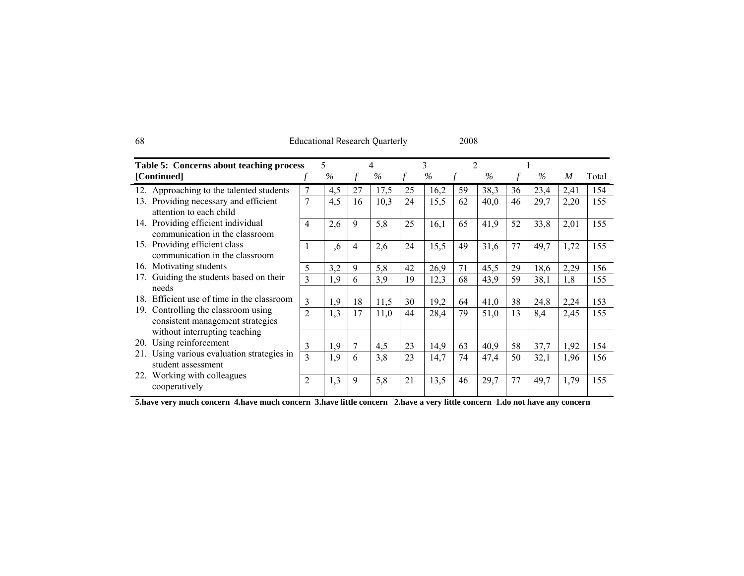| Table 5: Concerns about teaching process [Continued] | 5 | | 4 | | 3 | | 2 | | 1 | | | |
|---|---|---|---|---|---|---|---|---|---|---|---|---|
| | *f* | *%* | *f* | *%* | *f* | *%* | *f* | *%* | *f* | *%* | *M* | Total |
| 12. Approaching to the talented students | 7 | 4,5 | 27 | 17,5 | 25 | 16,2 | 59 | 38,3 | 36 | 23,4 | 2,41 | 154 |
| 13. Providing necessary and efficient attention to each child | 7 | 4,5 | 16 | 10,3 | 24 | 15,5 | 62 | 40,0 | 46 | 29,7 | 2,20 | 155 |
| 14. Providing efficient individual communication in the classroom | 4 | 2,6 | 9 | 5,8 | 25 | 16,1 | 65 | 41,9 | 52 | 33,8 | 2,01 | 155 |
| 15. Providing efficient class communication in the classroom | 1 | ,6 | 4 | 2,6 | 24 | 15,5 | 49 | 31,6 | 77 | 49,7 | 1,72 | 155 |
| 16. Motivating students | 5 | 3,2 | 9 | 5,8 | 42 | 26,9 | 71 | 45,5 | 29 | 18,6 | 2,29 | 156 |
| 17. Guiding the students based on their needs | 3 | 1,9 | 6 | 3,9 | 19 | 12,3 | 68 | 43,9 | 59 | 38,1 | 1,8 | 155 |
| 18. Efficient use of time in the classroom | 3 | 1,9 | 18 | 11,5 | 30 | 19,2 | 64 | 41,0 | 38 | 24,8 | 2,24 | 153 |
| 19. Controlling the classroom using consistent management strategies without interrupting teaching | 2 | 1,3 | 17 | 11,0 | 44 | 28,4 | 79 | 51,0 | 13 | 8,4 | 2,45 | 155 |
| 20. Using reinforcement | 3 | 1,9 | 7 | 4,5 | 23 | 14,9 | 63 | 40,9 | 58 | 37,7 | 1,92 | 154 |
| 21. Using various evaluation strategies in student assessment | 3 | 1,9 | 6 | 3,8 | 23 | 14,7 | 74 | 47,4 | 50 | 32,1 | 1,96 | 156 |
| 22. Working with colleagues cooperatively | 2 | 1,3 | 9 | 5,8 | 21 | 13,5 | 46 | 29,7 | 77 | 49,7 | 1,79 | 155 |

**5.have very much concern 4.have much concern 3.have little concern 2.have a very little concern 1.do not have any concern**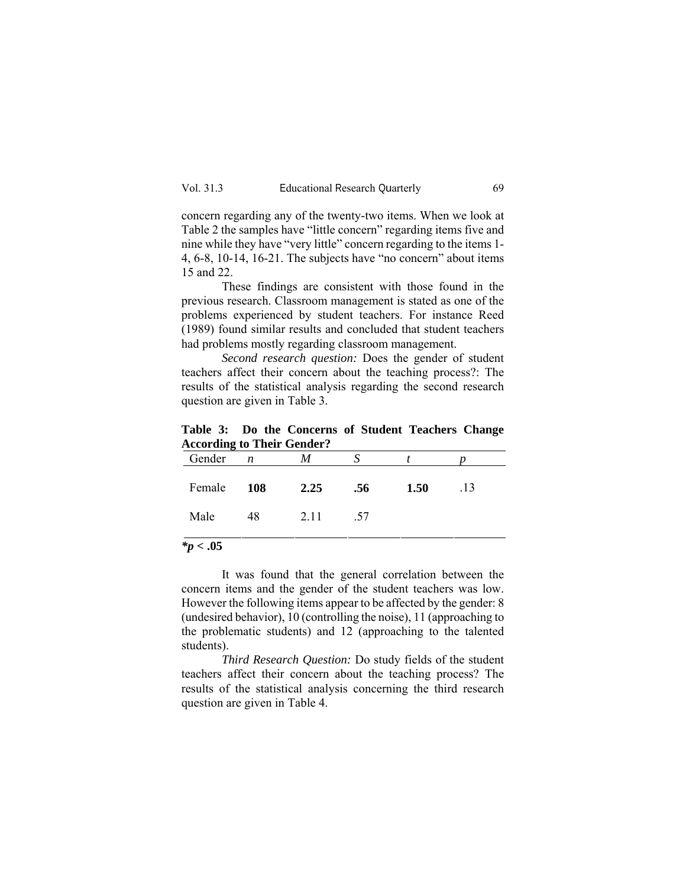concern regarding any of the twenty-two items. When we look at Table 2 the samples have "little concern" regarding items five and nine while they have "very little" concern regarding to the items 1-4, 6-8, 10-14, 16-21. The subjects have "no concern" about items 15 and 22.

These findings are consistent with those found in the previous research. Classroom management is stated as one of the problems experienced by student teachers. For instance Reed (1989) found similar results and concluded that student teachers had problems mostly regarding classroom management.

*Second research question:* Does the gender of student teachers affect their concern about the teaching process?: The results of the statistical analysis regarding the second research question are given in Table 3.

**Table 3: Do the Concerns of Student Teachers Change According to Their Gender?**

| Gender | $n$ | $M$ | $S$ | $t$ | $p$ |
|---|---|---|---|---|---|
| Female | **108** | **2.25** | **.56** | **1.50** | .13 |
| Male | 48 | 2.11 | .57 | | |

***$p < .05$***

It was found that the general correlation between the concern items and the gender of the student teachers was low. However the following items appear to be affected by the gender: 8 (undesired behavior), 10 (controlling the noise), 11 (approaching to the problematic students) and 12 (approaching to the talented students).

*Third Research Question:* Do study fields of the student teachers affect their concern about the teaching process? The results of the statistical analysis concerning the third research question are given in Table 4.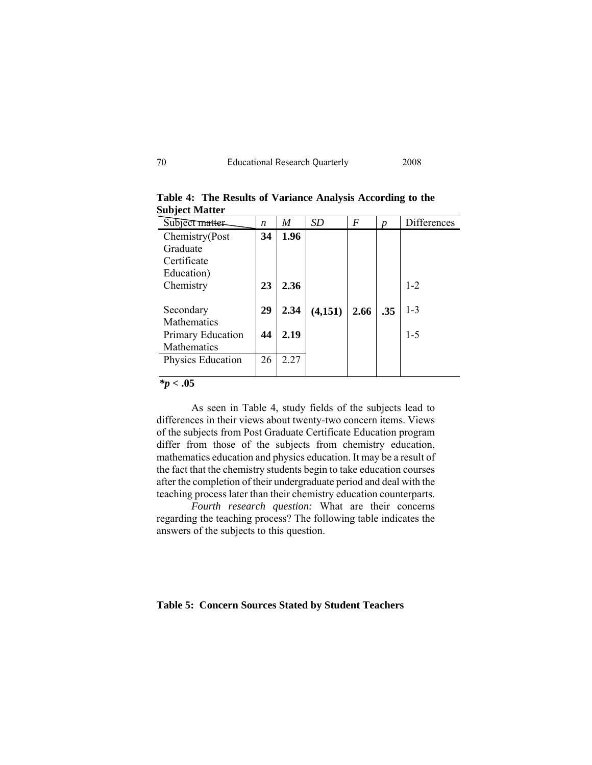**Table 4: The Results of Variance Analysis According to the Subject Matter**

| Subject matter | $n$ | $M$ | $SD$ | $F$ | $p$ | Differences |
|---|---|---|---|---|---|---|
| Chemistry(Post Graduate Certificate Education) | **34** | **1.96** | | | | |
| Chemistry | **23** | **2.36** | | | | 1-2 |
| Secondary Mathematics | **29** | **2.34** | **(4,151)** | **2.66** | **.35** | 1-3 |
| Primary Education Mathematics | **44** | **2.19** | | | | 1-5 |
| Physics Education | 26 | 2.27 | | | | |

***$p < .05$***

As seen in Table 4, study fields of the subjects lead to differences in their views about twenty-two concern items. Views of the subjects from Post Graduate Certificate Education program differ from those of the subjects from chemistry education, mathematics education and physics education. It may be a result of the fact that the chemistry students begin to take education courses after the completion of their undergraduate period and deal with the teaching process later than their chemistry education counterparts.

*Fourth research question:* What are their concerns regarding the teaching process? The following table indicates the answers of the subjects to this question.

**Table 5: Concern Sources Stated by Student Teachers**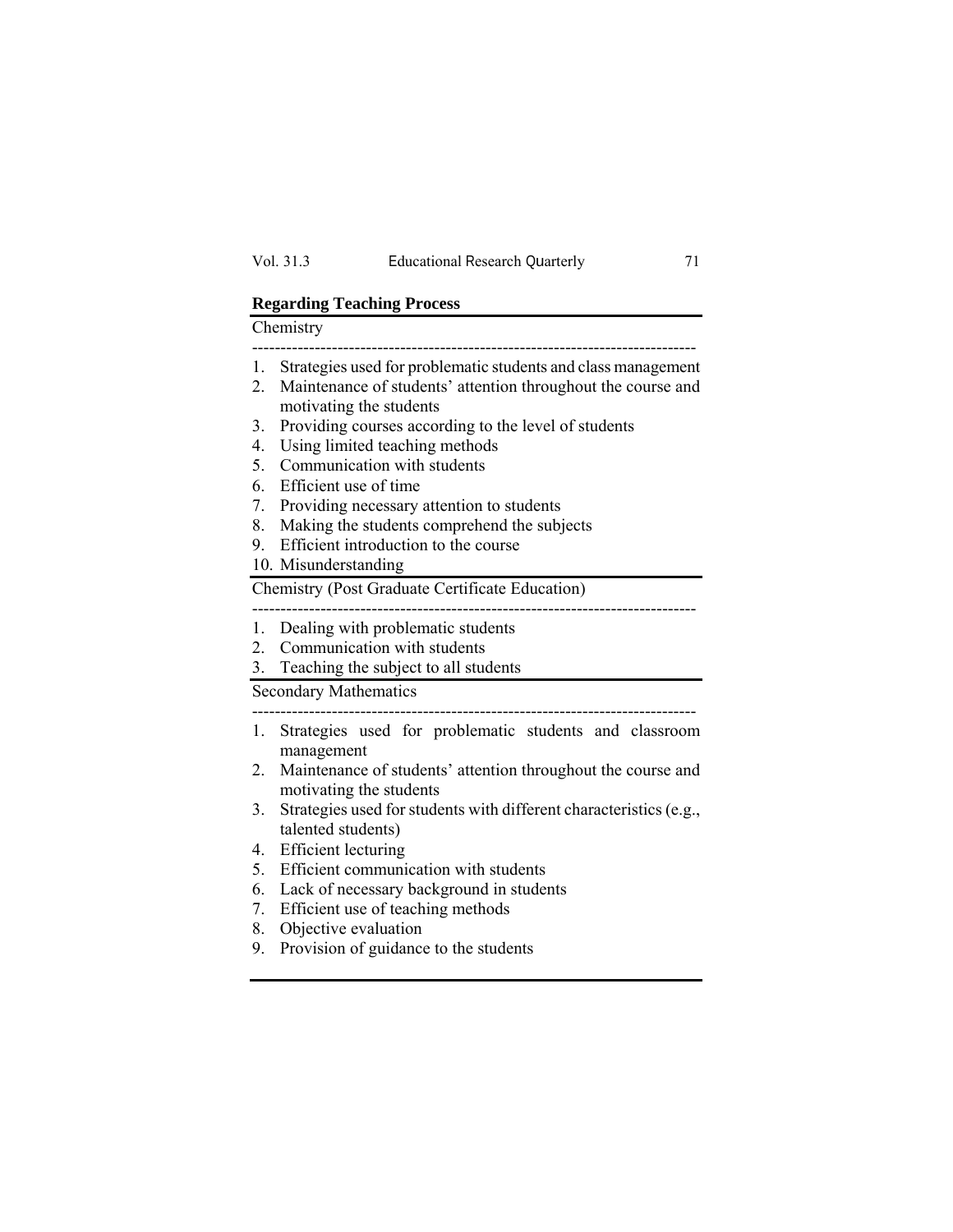**Regarding Teaching Process**

Chemistry

1. Strategies used for problematic students and class management
2. Maintenance of students' attention throughout the course and motivating the students
3. Providing courses according to the level of students
4. Using limited teaching methods
5. Communication with students
6. Efficient use of time
7. Providing necessary attention to students
8. Making the students comprehend the subjects
9. Efficient introduction to the course
10. Misunderstanding

Chemistry (Post Graduate Certificate Education)

1. Dealing with problematic students
2. Communication with students
3. Teaching the subject to all students

Secondary Mathematics

1. Strategies used for problematic students and classroom management
2. Maintenance of students' attention throughout the course and motivating the students
3. Strategies used for students with different characteristics (e.g., talented students)
4. Efficient lecturing
5. Efficient communication with students
6. Lack of necessary background in students
7. Efficient use of teaching methods
8. Objective evaluation
9. Provision of guidance to the students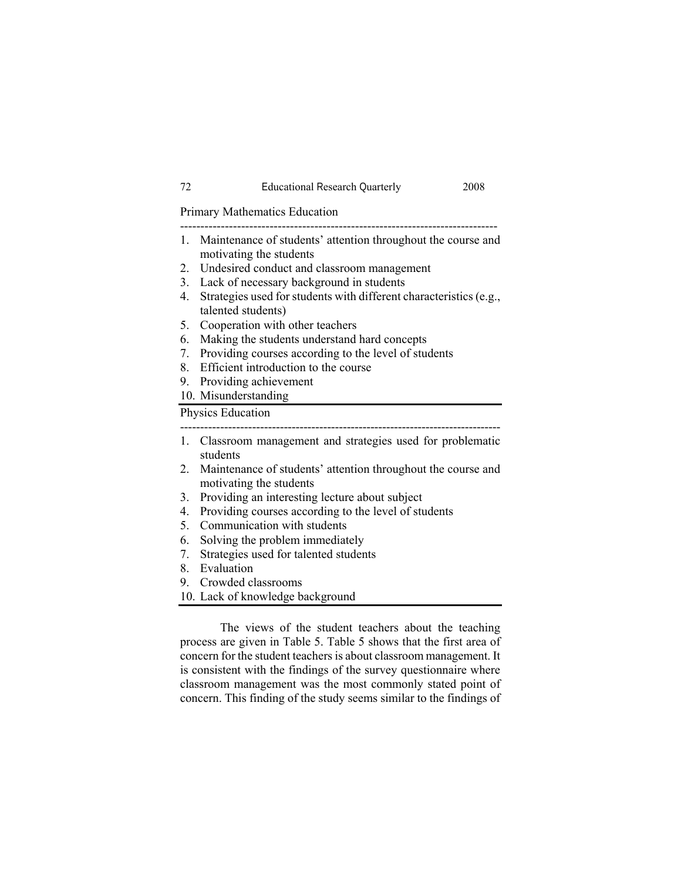Primary Mathematics Education

1. Maintenance of students' attention throughout the course and motivating the students
2. Undesired conduct and classroom management
3. Lack of necessary background in students
4. Strategies used for students with different characteristics (e.g., talented students)
5. Cooperation with other teachers
6. Making the students understand hard concepts
7. Providing courses according to the level of students
8. Efficient introduction to the course
9. Providing achievement
10. Misunderstanding

Physics Education

1. Classroom management and strategies used for problematic students
2. Maintenance of students' attention throughout the course and motivating the students
3. Providing an interesting lecture about subject
4. Providing courses according to the level of students
5. Communication with students
6. Solving the problem immediately
7. Strategies used for talented students
8. Evaluation
9. Crowded classrooms
10. Lack of knowledge background

The views of the student teachers about the teaching process are given in Table 5. Table 5 shows that the first area of concern for the student teachers is about classroom management. It is consistent with the findings of the survey questionnaire where classroom management was the most commonly stated point of concern. This finding of the study seems similar to the findings of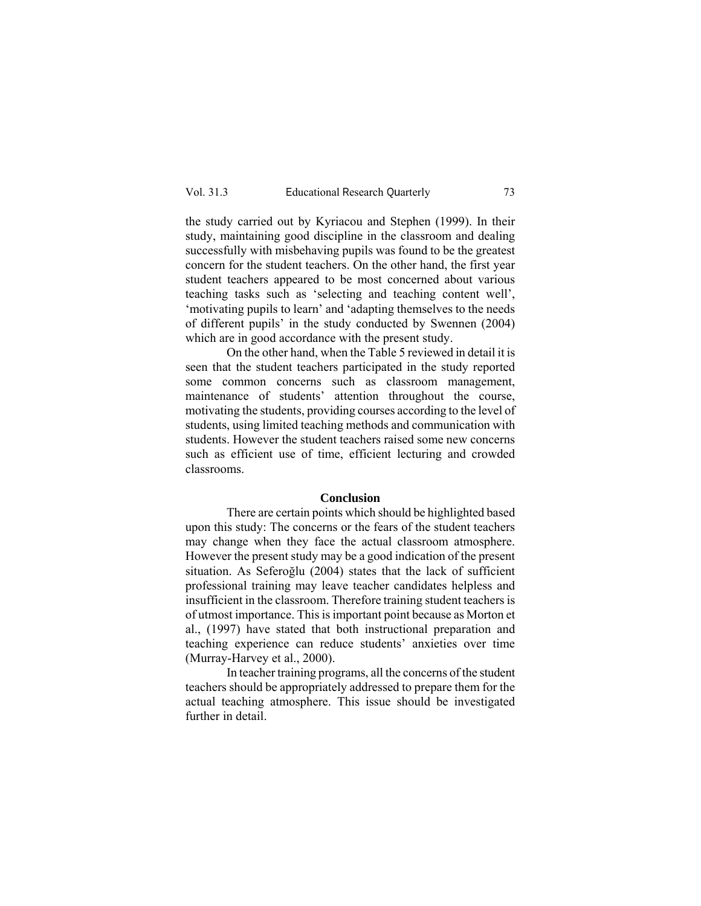the study carried out by Kyriacou and Stephen (1999). In their study, maintaining good discipline in the classroom and dealing successfully with misbehaving pupils was found to be the greatest concern for the student teachers. On the other hand, the first year student teachers appeared to be most concerned about various teaching tasks such as 'selecting and teaching content well', 'motivating pupils to learn' and 'adapting themselves to the needs of different pupils' in the study conducted by Swennen (2004) which are in good accordance with the present study.

On the other hand, when the Table 5 reviewed in detail it is seen that the student teachers participated in the study reported some common concerns such as classroom management, maintenance of students' attention throughout the course, motivating the students, providing courses according to the level of students, using limited teaching methods and communication with students. However the student teachers raised some new concerns such as efficient use of time, efficient lecturing and crowded classrooms.

## Conclusion

There are certain points which should be highlighted based upon this study: The concerns or the fears of the student teachers may change when they face the actual classroom atmosphere. However the present study may be a good indication of the present situation. As Seferoğlu (2004) states that the lack of sufficient professional training may leave teacher candidates helpless and insufficient in the classroom. Therefore training student teachers is of utmost importance. This is important point because as Morton et al., (1997) have stated that both instructional preparation and teaching experience can reduce students' anxieties over time (Murray-Harvey et al., 2000).

In teacher training programs, all the concerns of the student teachers should be appropriately addressed to prepare them for the actual teaching atmosphere. This issue should be investigated further in detail.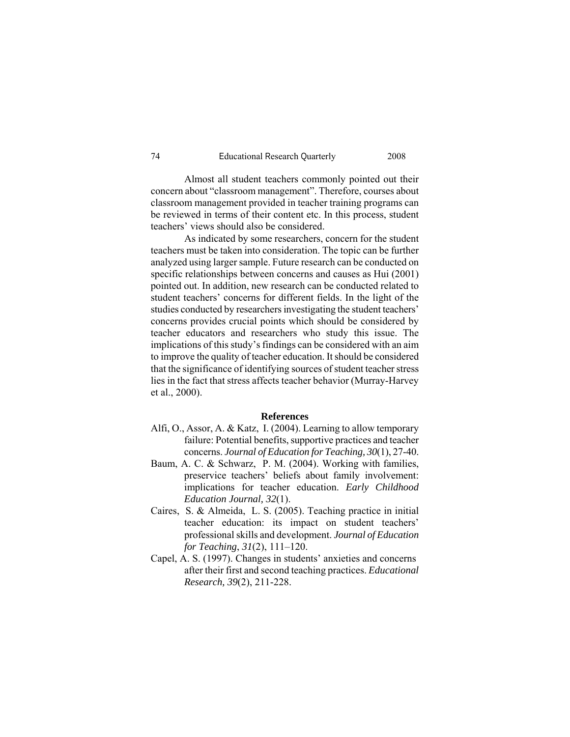Almost all student teachers commonly pointed out their concern about "classroom management". Therefore, courses about classroom management provided in teacher training programs can be reviewed in terms of their content etc. In this process, student teachers' views should also be considered.

As indicated by some researchers, concern for the student teachers must be taken into consideration. The topic can be further analyzed using larger sample. Future research can be conducted on specific relationships between concerns and causes as Hui (2001) pointed out. In addition, new research can be conducted related to student teachers' concerns for different fields. In the light of the studies conducted by researchers investigating the student teachers' concerns provides crucial points which should be considered by teacher educators and researchers who study this issue. The implications of this study's findings can be considered with an aim to improve the quality of teacher education. It should be considered that the significance of identifying sources of student teacher stress lies in the fact that stress affects teacher behavior (Murray-Harvey et al., 2000).

## References

Alfi, O., Assor, A. & Katz, I. (2004). Learning to allow temporary failure: Potential benefits, supportive practices and teacher concerns. *Journal of Education for Teaching, 30*(1), 27-40.

Baum, A. C. & Schwarz, P. M. (2004). Working with families, preservice teachers' beliefs about family involvement: implications for teacher education. *Early Childhood Education Journal, 32*(1).

Caires, S. & Almeida, L. S. (2005). Teaching practice in initial teacher education: its impact on student teachers' professional skills and development. *Journal of Education for Teaching*, *31*(2), 111–120.

Capel, A. S. (1997). Changes in students' anxieties and concerns after their first and second teaching practices. *Educational Research, 39*(2), 211-228.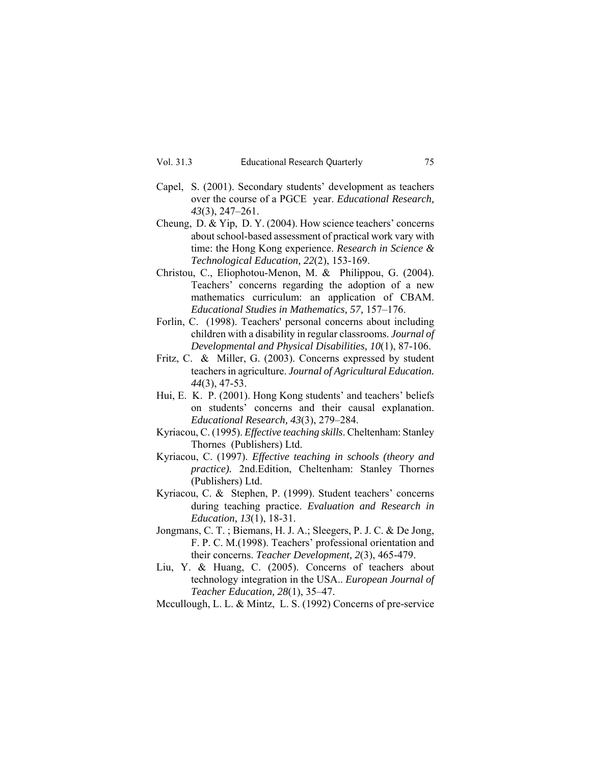Capel, S. (2001). Secondary students' development as teachers over the course of a PGCE year. *Educational Research, 43*(3), 247–261.

Cheung, D. & Yip, D. Y. (2004). How science teachers' concerns about school-based assessment of practical work vary with time: the Hong Kong experience. *Research in Science & Technological Education, 22*(2), 153-169.

Christou, C., Eliophotou-Menon, M. & Philippou, G. (2004). Teachers' concerns regarding the adoption of a new mathematics curriculum: an application of CBAM. *Educational Studies in Mathematics, 57,* 157–176.

Forlin, C. (1998). Teachers' personal concerns about including children with a disability in regular classrooms. *Journal of Developmental and Physical Disabilities, 10*(1), 87-106.

Fritz, C. & Miller, G. (2003). Concerns expressed by student teachers in agriculture. *Journal of Agricultural Education. 44*(3), 47-53.

Hui, E. K. P. (2001). Hong Kong students' and teachers' beliefs on students' concerns and their causal explanation. *Educational Research, 43*(3), 279–284.

Kyriacou, C. (1995). *Effective teaching skills.* Cheltenham: Stanley Thornes (Publishers) Ltd.

Kyriacou, C. (1997). *Effective teaching in schools (theory and practice).* 2nd.Edition, Cheltenham: Stanley Thornes (Publishers) Ltd.

Kyriacou, C. & Stephen, P. (1999). Student teachers' concerns during teaching practice. *Evaluation and Research in Education, 13*(1), 18-31.

Jongmans, C. T. ; Biemans, H. J. A.; Sleegers, P. J. C. & De Jong, F. P. C. M.(1998). Teachers' professional orientation and their concerns. *Teacher Development, 2*(3), 465-479.

Liu, Y. & Huang, C. (2005). Concerns of teachers about technology integration in the USA.. *European Journal of Teacher Education, 28*(1), 35–47.

Mccullough, L. L. & Mintz, L. S. (1992) Concerns of pre-service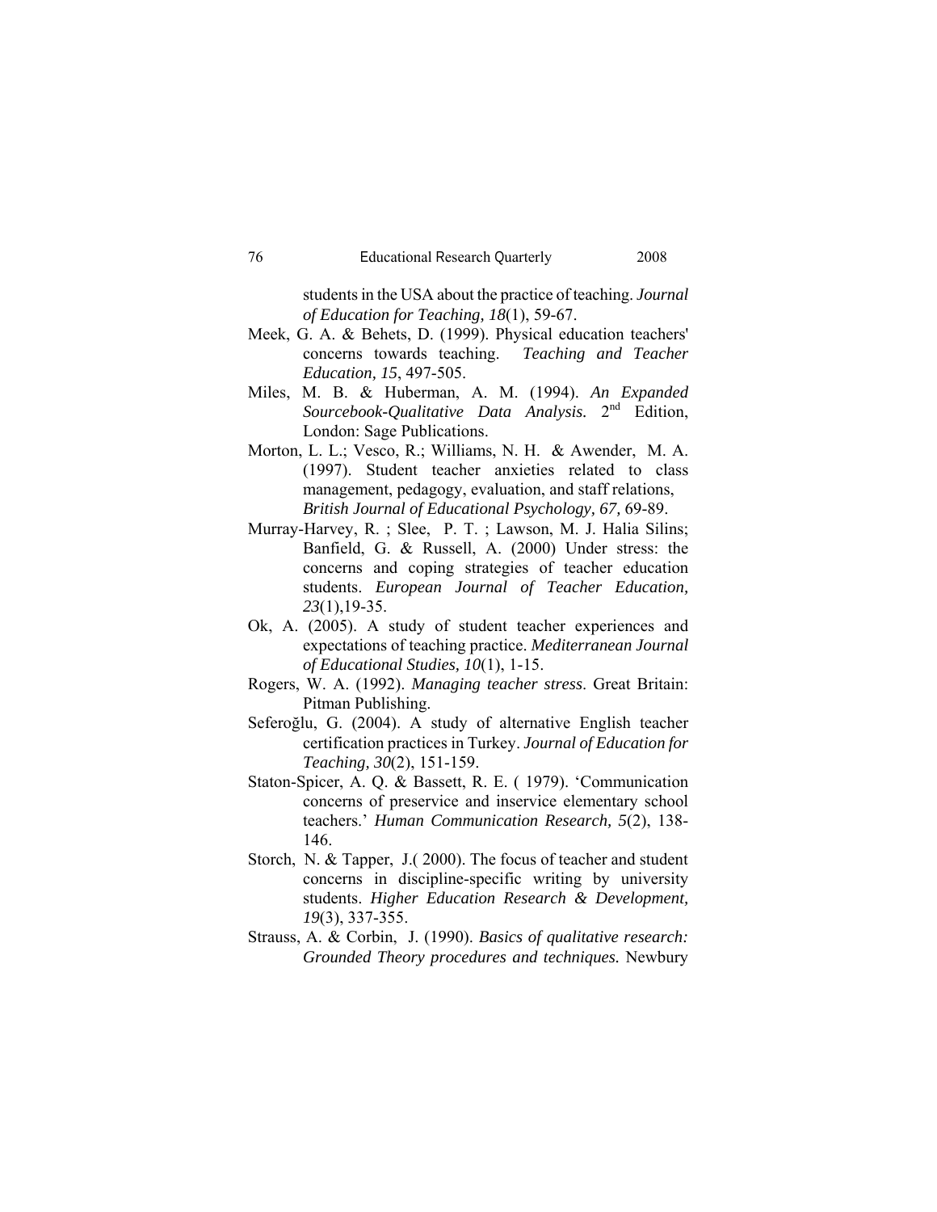students in the USA about the practice of teaching. *Journal of Education for Teaching, 18*(1), 59-67.

Meek, G. A. & Behets, D. (1999). Physical education teachers' concerns towards teaching. *Teaching and Teacher Education, 15*, 497-505.

Miles, M. B. & Huberman, A. M. (1994). *An Expanded Sourcebook-Qualitative Data Analysis.* 2nd Edition, London: Sage Publications.

Morton, L. L.; Vesco, R.; Williams, N. H. & Awender, M. A. (1997). Student teacher anxieties related to class management, pedagogy, evaluation, and staff relations, *British Journal of Educational Psychology, 67,* 69-89.

Murray-Harvey, R. ; Slee, P. T. ; Lawson, M. J. Halia Silins; Banfield, G. & Russell, A. (2000) Under stress: the concerns and coping strategies of teacher education students. *European Journal of Teacher Education, 23*(1),19-35.

Ok, A. (2005). A study of student teacher experiences and expectations of teaching practice. *Mediterranean Journal of Educational Studies, 10*(1), 1-15.

Rogers, W. A. (1992). *Managing teacher stress*. Great Britain: Pitman Publishing.

Seferoğlu, G. (2004). A study of alternative English teacher certification practices in Turkey. *Journal of Education for Teaching, 30*(2), 151-159.

Staton-Spicer, A. Q. & Bassett, R. E. ( 1979). 'Communication concerns of preservice and inservice elementary school teachers.' *Human Communication Research, 5*(2), 138-146.

Storch, N. & Tapper, J.( 2000). The focus of teacher and student concerns in discipline-specific writing by university students. *Higher Education Research & Development, 19*(3), 337-355.

Strauss, A. & Corbin, J. (1990). *Basics of qualitative research: Grounded Theory procedures and techniques.* Newbury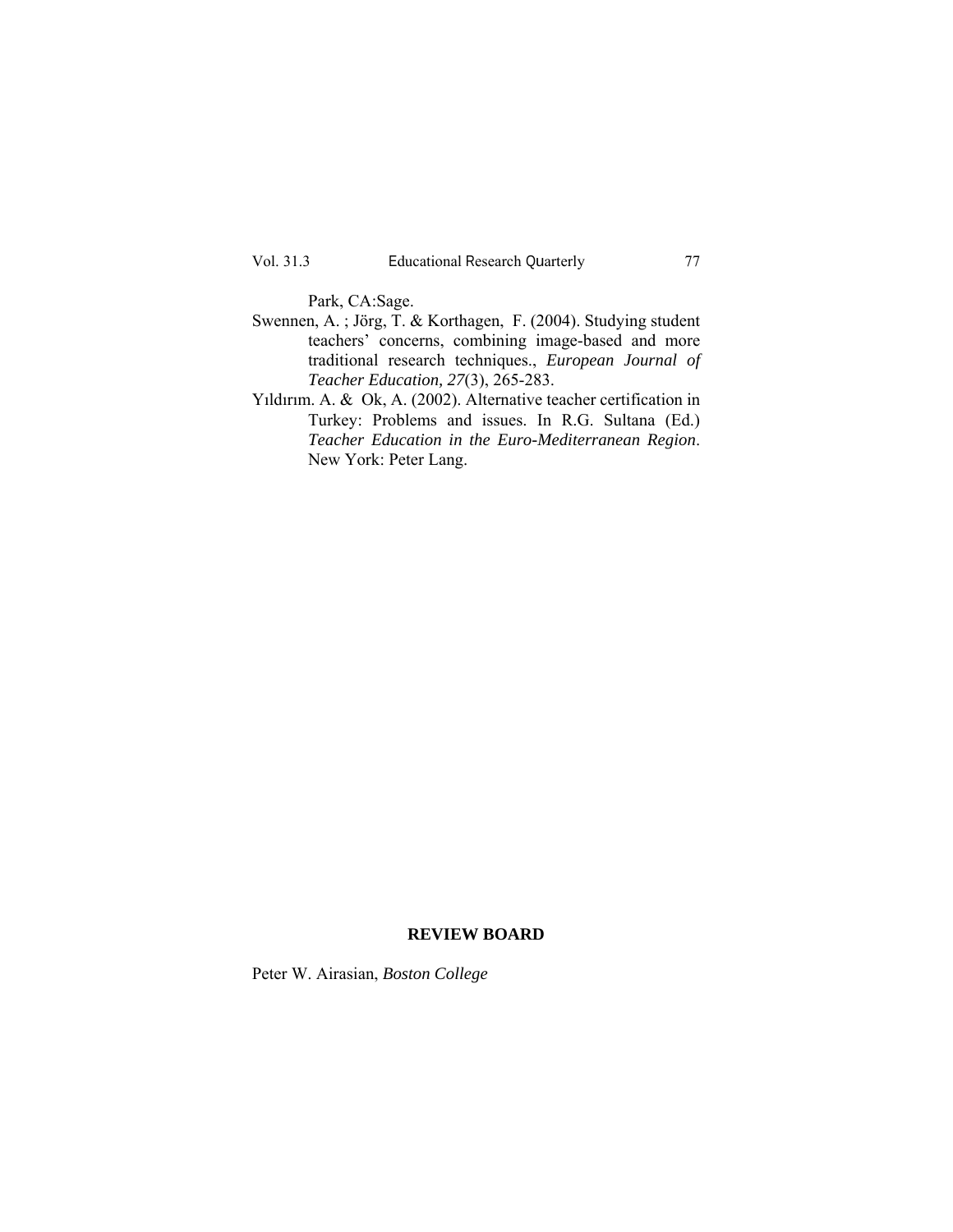Park, CA:Sage.

Swennen, A. ; Jörg, T. & Korthagen, F. (2004). Studying student teachers' concerns, combining image-based and more traditional research techniques., *European Journal of Teacher Education, 27*(3), 265-283.

Yıldırım. A. & Ok, A. (2002). Alternative teacher certification in Turkey: Problems and issues. In R.G. Sultana (Ed.) *Teacher Education in the Euro-Mediterranean Region*. New York: Peter Lang.

**REVIEW BOARD**

Peter W. Airasian, *Boston College*